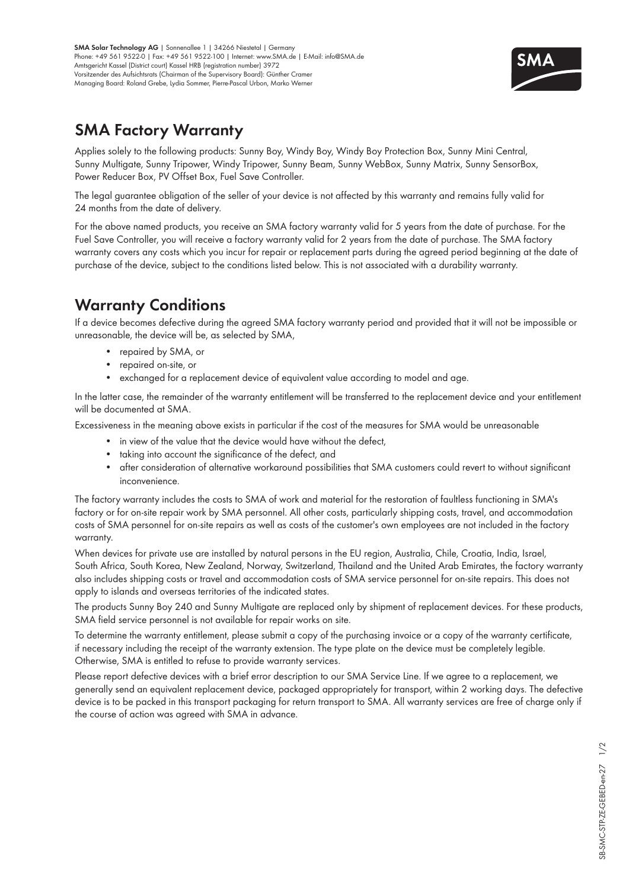**SMA Solar Technology AG** | Sonnenallee 1 | 34266 Niestetal | Germany
Phone: +49 561 9522-0 | Fax: +49 561 9522-100 | Internet: www.SMA.de | E-Mail: info@SMA.de
Amtsgericht Kassel (District court) Kassel HRB (registration number) 3972
Vorsitzender des Aufsichtsrats (Chairman of the Supervisory Board): Günther Cramer
Managing Board: Roland Grebe, Lydia Sommer, Pierre-Pascal Urbon, Marko Werner

# SMA Factory Warranty

Applies solely to the following products: Sunny Boy, Windy Boy, Windy Boy Protection Box, Sunny Mini Central, Sunny Multigate, Sunny Tripower, Windy Tripower, Sunny Beam, Sunny WebBox, Sunny Matrix, Sunny SensorBox, Power Reducer Box, PV Offset Box, Fuel Save Controller.

The legal guarantee obligation of the seller of your device is not affected by this warranty and remains fully valid for 24 months from the date of delivery.

For the above named products, you receive an SMA factory warranty valid for 5 years from the date of purchase. For the Fuel Save Controller, you will receive a factory warranty valid for 2 years from the date of purchase. The SMA factory warranty covers any costs which you incur for repair or replacement parts during the agreed period beginning at the date of purchase of the device, subject to the conditions listed below. This is not associated with a durability warranty.

# Warranty Conditions

If a device becomes defective during the agreed SMA factory warranty period and provided that it will not be impossible or unreasonable, the device will be, as selected by SMA,

- repaired by SMA, or
- repaired on-site, or
- exchanged for a replacement device of equivalent value according to model and age.

In the latter case, the remainder of the warranty entitlement will be transferred to the replacement device and your entitlement will be documented at SMA.

Excessiveness in the meaning above exists in particular if the cost of the measures for SMA would be unreasonable

- in view of the value that the device would have without the defect,
- taking into account the significance of the defect, and
- after consideration of alternative workaround possibilities that SMA customers could revert to without significant inconvenience.

The factory warranty includes the costs to SMA of work and material for the restoration of faultless functioning in SMA's factory or for on-site repair work by SMA personnel. All other costs, particularly shipping costs, travel, and accommodation costs of SMA personnel for on-site repairs as well as costs of the customer's own employees are not included in the factory warranty.

When devices for private use are installed by natural persons in the EU region, Australia, Chile, Croatia, India, Israel, South Africa, South Korea, New Zealand, Norway, Switzerland, Thailand and the United Arab Emirates, the factory warranty also includes shipping costs or travel and accommodation costs of SMA service personnel for on-site repairs. This does not apply to islands and overseas territories of the indicated states.

The products Sunny Boy 240 and Sunny Multigate are replaced only by shipment of replacement devices. For these products, SMA field service personnel is not available for repair works on site.

To determine the warranty entitlement, please submit a copy of the purchasing invoice or a copy of the warranty certificate, if necessary including the receipt of the warranty extension. The type plate on the device must be completely legible. Otherwise, SMA is entitled to refuse to provide warranty services.

Please report defective devices with a brief error description to our SMA Service Line. If we agree to a replacement, we generally send an equivalent replacement device, packaged appropriately for transport, within 2 working days. The defective device is to be packed in this transport packaging for return transport to SMA. All warranty services are free of charge only if the course of action was agreed with SMA in advance.

SB-SMC-STP-ZE-GEBED-en-27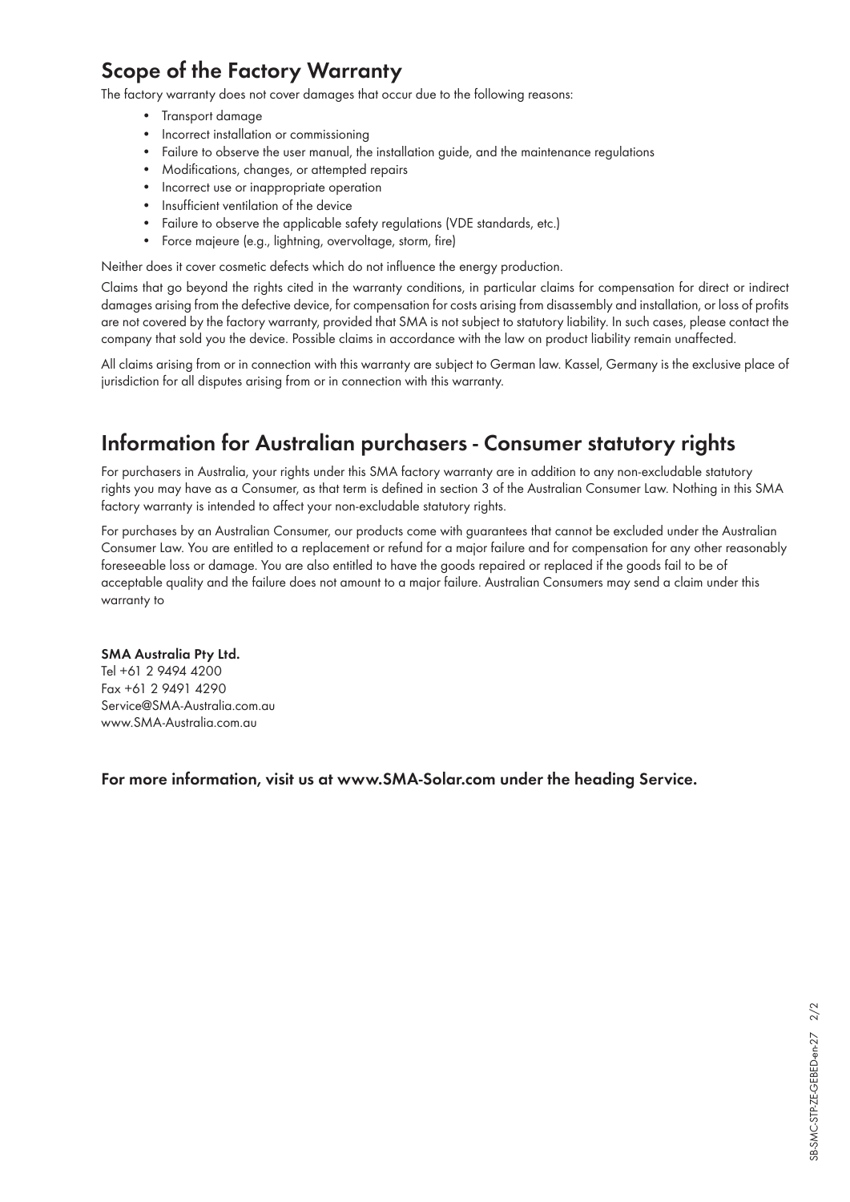## Scope of the Factory Warranty

The factory warranty does not cover damages that occur due to the following reasons:

- Transport damage
- Incorrect installation or commissioning
- Failure to observe the user manual, the installation guide, and the maintenance regulations
- Modifications, changes, or attempted repairs
- Incorrect use or inappropriate operation
- Insufficient ventilation of the device
- Failure to observe the applicable safety regulations (VDE standards, etc.)
- Force majeure (e.g., lightning, overvoltage, storm, fire)

Neither does it cover cosmetic defects which do not influence the energy production.

Claims that go beyond the rights cited in the warranty conditions, in particular claims for compensation for direct or indirect damages arising from the defective device, for compensation for costs arising from disassembly and installation, or loss of profits are not covered by the factory warranty, provided that SMA is not subject to statutory liability. In such cases, please contact the company that sold you the device. Possible claims in accordance with the law on product liability remain unaffected.

All claims arising from or in connection with this warranty are subject to German law. Kassel, Germany is the exclusive place of jurisdiction for all disputes arising from or in connection with this warranty.

## Information for Australian purchasers - Consumer statutory rights

For purchasers in Australia, your rights under this SMA factory warranty are in addition to any non-excludable statutory rights you may have as a Consumer, as that term is defined in section 3 of the Australian Consumer Law. Nothing in this SMA factory warranty is intended to affect your non-excludable statutory rights.

For purchases by an Australian Consumer, our products come with guarantees that cannot be excluded under the Australian Consumer Law. You are entitled to a replacement or refund for a major failure and for compensation for any other reasonably foreseeable loss or damage. You are also entitled to have the goods repaired or replaced if the goods fail to be of acceptable quality and the failure does not amount to a major failure. Australian Consumers may send a claim under this warranty to

**SMA Australia Pty Ltd.**
Tel +61 2 9494 4200
Fax +61 2 9491 4290
Service@SMA-Australia.com.au
www.SMA-Australia.com.au

**For more information, visit us at www.SMA-Solar.com under the heading Service.**

SB-SMC-STP-ZE-GEBED-en-27